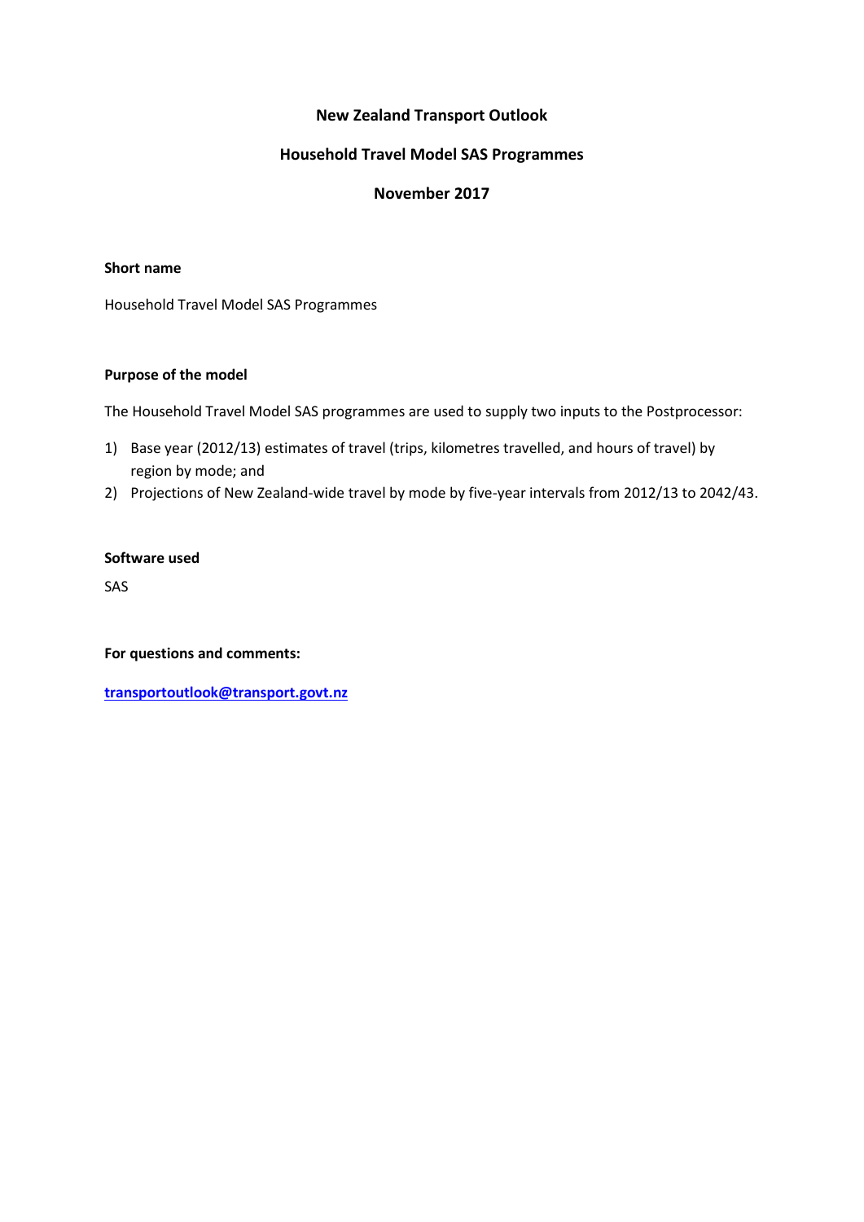# New Zealand Transport Outlook

## Household Travel Model SAS Programmes

### November 2017

**Short name**

Household Travel Model SAS Programmes

**Purpose of the model**

The Household Travel Model SAS programmes are used to supply two inputs to the Postprocessor:

1) Base year (2012/13) estimates of travel (trips, kilometres travelled, and hours of travel) by region by mode; and
2) Projections of New Zealand-wide travel by mode by five-year intervals from 2012/13 to 2042/43.

**Software used**

SAS

**For questions and comments:**

**transportoutlook@transport.govt.nz**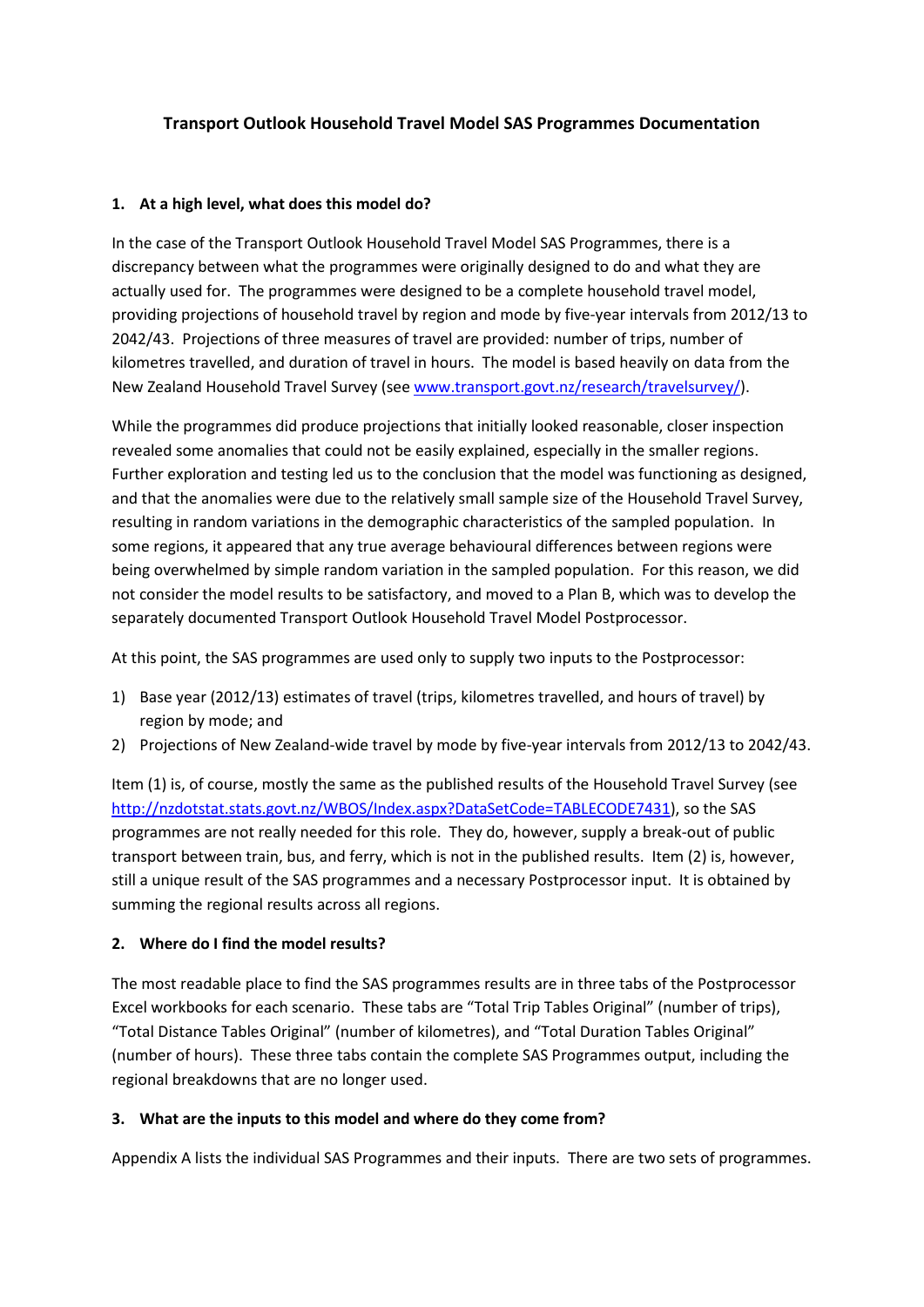# Transport Outlook Household Travel Model SAS Programmes Documentation

## 1. At a high level, what does this model do?

In the case of the Transport Outlook Household Travel Model SAS Programmes, there is a discrepancy between what the programmes were originally designed to do and what they are actually used for. The programmes were designed to be a complete household travel model, providing projections of household travel by region and mode by five-year intervals from 2012/13 to 2042/43. Projections of three measures of travel are provided: number of trips, number of kilometres travelled, and duration of travel in hours. The model is based heavily on data from the New Zealand Household Travel Survey (see [www.transport.govt.nz/research/travelsurvey/](www.transport.govt.nz/research/travelsurvey/)).

While the programmes did produce projections that initially looked reasonable, closer inspection revealed some anomalies that could not be easily explained, especially in the smaller regions. Further exploration and testing led us to the conclusion that the model was functioning as designed, and that the anomalies were due to the relatively small sample size of the Household Travel Survey, resulting in random variations in the demographic characteristics of the sampled population. In some regions, it appeared that any true average behavioural differences between regions were being overwhelmed by simple random variation in the sampled population. For this reason, we did not consider the model results to be satisfactory, and moved to a Plan B, which was to develop the separately documented Transport Outlook Household Travel Model Postprocessor.

At this point, the SAS programmes are used only to supply two inputs to the Postprocessor:

1) Base year (2012/13) estimates of travel (trips, kilometres travelled, and hours of travel) by region by mode; and
2) Projections of New Zealand-wide travel by mode by five-year intervals from 2012/13 to 2042/43.

Item (1) is, of course, mostly the same as the published results of the Household Travel Survey (see [http://nzdotstat.stats.govt.nz/WBOS/Index.aspx?DataSetCode=TABLECODE7431](http://nzdotstat.stats.govt.nz/WBOS/Index.aspx?DataSetCode=TABLECODE7431)), so the SAS programmes are not really needed for this role. They do, however, supply a break-out of public transport between train, bus, and ferry, which is not in the published results. Item (2) is, however, still a unique result of the SAS programmes and a necessary Postprocessor input. It is obtained by summing the regional results across all regions.

## 2. Where do I find the model results?

The most readable place to find the SAS programmes results are in three tabs of the Postprocessor Excel workbooks for each scenario. These tabs are "Total Trip Tables Original" (number of trips), "Total Distance Tables Original" (number of kilometres), and "Total Duration Tables Original" (number of hours). These three tabs contain the complete SAS Programmes output, including the regional breakdowns that are no longer used.

## 3. What are the inputs to this model and where do they come from?

Appendix A lists the individual SAS Programmes and their inputs. There are two sets of programmes.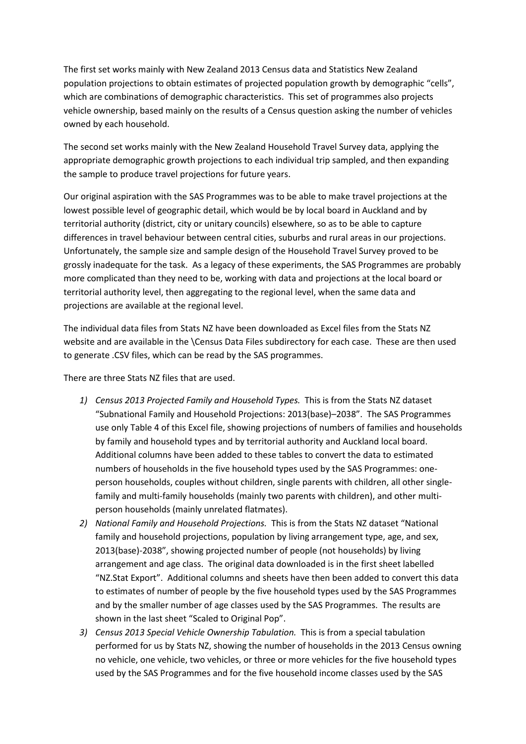The first set works mainly with New Zealand 2013 Census data and Statistics New Zealand population projections to obtain estimates of projected population growth by demographic "cells", which are combinations of demographic characteristics. This set of programmes also projects vehicle ownership, based mainly on the results of a Census question asking the number of vehicles owned by each household.

The second set works mainly with the New Zealand Household Travel Survey data, applying the appropriate demographic growth projections to each individual trip sampled, and then expanding the sample to produce travel projections for future years.

Our original aspiration with the SAS Programmes was to be able to make travel projections at the lowest possible level of geographic detail, which would be by local board in Auckland and by territorial authority (district, city or unitary councils) elsewhere, so as to be able to capture differences in travel behaviour between central cities, suburbs and rural areas in our projections. Unfortunately, the sample size and sample design of the Household Travel Survey proved to be grossly inadequate for the task. As a legacy of these experiments, the SAS Programmes are probably more complicated than they need to be, working with data and projections at the local board or territorial authority level, then aggregating to the regional level, when the same data and projections are available at the regional level.

The individual data files from Stats NZ have been downloaded as Excel files from the Stats NZ website and are available in the \Census Data Files subdirectory for each case. These are then used to generate .CSV files, which can be read by the SAS programmes.

There are three Stats NZ files that are used.

1) *Census 2013 Projected Family and Household Types.* This is from the Stats NZ dataset "Subnational Family and Household Projections: 2013(base)–2038". The SAS Programmes use only Table 4 of this Excel file, showing projections of numbers of families and households by family and household types and by territorial authority and Auckland local board. Additional columns have been added to these tables to convert the data to estimated numbers of households in the five household types used by the SAS Programmes: one-person households, couples without children, single parents with children, all other single-family and multi-family households (mainly two parents with children), and other multi-person households (mainly unrelated flatmates).
2) *National Family and Household Projections.* This is from the Stats NZ dataset "National family and household projections, population by living arrangement type, age, and sex, 2013(base)-2038", showing projected number of people (not households) by living arrangement and age class. The original data downloaded is in the first sheet labelled "NZ.Stat Export". Additional columns and sheets have then been added to convert this data to estimates of number of people by the five household types used by the SAS Programmes and by the smaller number of age classes used by the SAS Programmes. The results are shown in the last sheet "Scaled to Original Pop".
3) *Census 2013 Special Vehicle Ownership Tabulation.* This is from a special tabulation performed for us by Stats NZ, showing the number of households in the 2013 Census owning no vehicle, one vehicle, two vehicles, or three or more vehicles for the five household types used by the SAS Programmes and for the five household income classes used by the SAS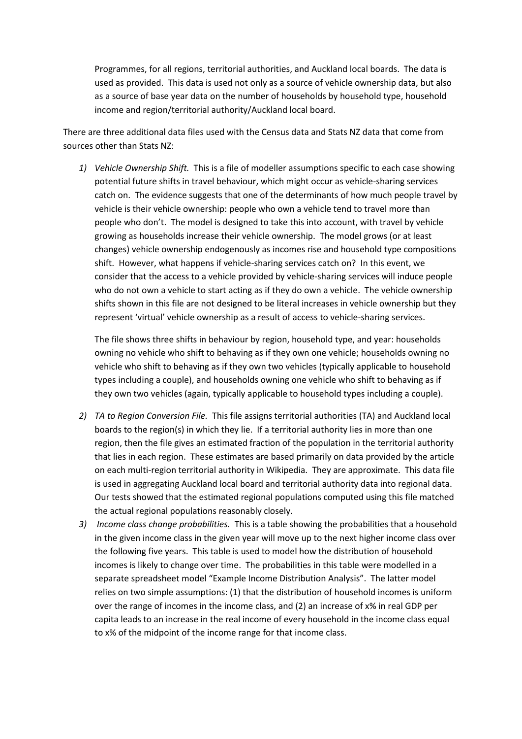Programmes, for all regions, territorial authorities, and Auckland local boards. The data is used as provided. This data is used not only as a source of vehicle ownership data, but also as a source of base year data on the number of households by household type, household income and region/territorial authority/Auckland local board.

There are three additional data files used with the Census data and Stats NZ data that come from sources other than Stats NZ:

1) *Vehicle Ownership Shift.* This is a file of modeller assumptions specific to each case showing potential future shifts in travel behaviour, which might occur as vehicle-sharing services catch on. The evidence suggests that one of the determinants of how much people travel by vehicle is their vehicle ownership: people who own a vehicle tend to travel more than people who don't. The model is designed to take this into account, with travel by vehicle growing as households increase their vehicle ownership. The model grows (or at least changes) vehicle ownership endogenously as incomes rise and household type compositions shift. However, what happens if vehicle-sharing services catch on? In this event, we consider that the access to a vehicle provided by vehicle-sharing services will induce people who do not own a vehicle to start acting as if they do own a vehicle. The vehicle ownership shifts shown in this file are not designed to be literal increases in vehicle ownership but they represent 'virtual' vehicle ownership as a result of access to vehicle-sharing services.

   The file shows three shifts in behaviour by region, household type, and year: households owning no vehicle who shift to behaving as if they own one vehicle; households owning no vehicle who shift to behaving as if they own two vehicles (typically applicable to household types including a couple), and households owning one vehicle who shift to behaving as if they own two vehicles (again, typically applicable to household types including a couple).

2) *TA to Region Conversion File.* This file assigns territorial authorities (TA) and Auckland local boards to the region(s) in which they lie. If a territorial authority lies in more than one region, then the file gives an estimated fraction of the population in the territorial authority that lies in each region. These estimates are based primarily on data provided by the article on each multi-region territorial authority in Wikipedia. They are approximate. This data file is used in aggregating Auckland local board and territorial authority data into regional data. Our tests showed that the estimated regional populations computed using this file matched the actual regional populations reasonably closely.

3) *Income class change probabilities.* This is a table showing the probabilities that a household in the given income class in the given year will move up to the next higher income class over the following five years. This table is used to model how the distribution of household incomes is likely to change over time. The probabilities in this table were modelled in a separate spreadsheet model "Example Income Distribution Analysis". The latter model relies on two simple assumptions: (1) that the distribution of household incomes is uniform over the range of incomes in the income class, and (2) an increase of x% in real GDP per capita leads to an increase in the real income of every household in the income class equal to x% of the midpoint of the income range for that income class.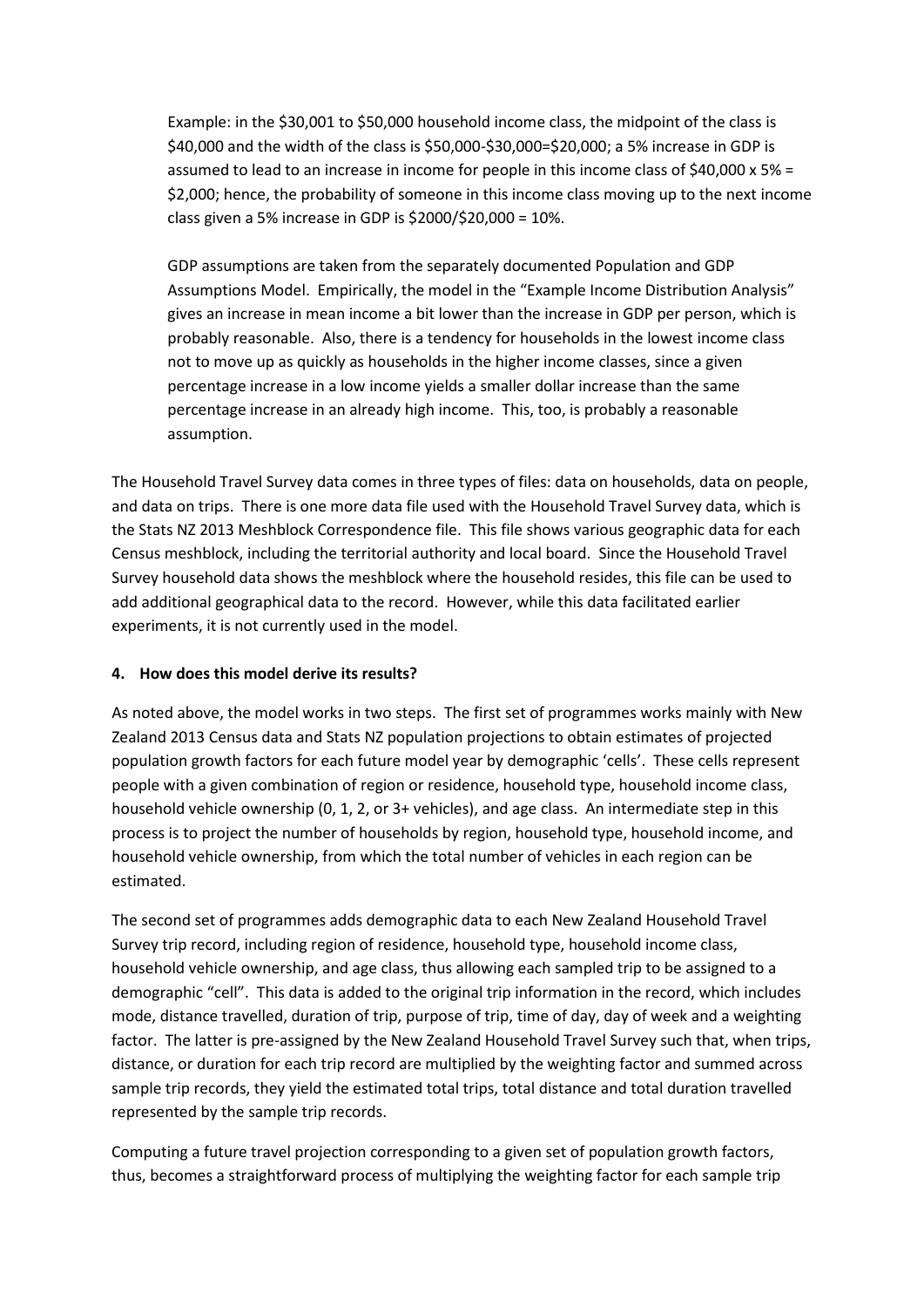Example: in the \$30,001 to \$50,000 household income class, the midpoint of the class is \$40,000 and the width of the class is \$50,000-\$30,000=\$20,000; a 5% increase in GDP is assumed to lead to an increase in income for people in this income class of \$40,000 x 5% = \$2,000; hence, the probability of someone in this income class moving up to the next income class given a 5% increase in GDP is \$2000/\$20,000 = 10%.

GDP assumptions are taken from the separately documented Population and GDP Assumptions Model. Empirically, the model in the "Example Income Distribution Analysis" gives an increase in mean income a bit lower than the increase in GDP per person, which is probably reasonable. Also, there is a tendency for households in the lowest income class not to move up as quickly as households in the higher income classes, since a given percentage increase in a low income yields a smaller dollar increase than the same percentage increase in an already high income. This, too, is probably a reasonable assumption.

The Household Travel Survey data comes in three types of files: data on households, data on people, and data on trips. There is one more data file used with the Household Travel Survey data, which is the Stats NZ 2013 Meshblock Correspondence file. This file shows various geographic data for each Census meshblock, including the territorial authority and local board. Since the Household Travel Survey household data shows the meshblock where the household resides, this file can be used to add additional geographical data to the record. However, while this data facilitated earlier experiments, it is not currently used in the model.

**4. How does this model derive its results?**

As noted above, the model works in two steps. The first set of programmes works mainly with New Zealand 2013 Census data and Stats NZ population projections to obtain estimates of projected population growth factors for each future model year by demographic 'cells'. These cells represent people with a given combination of region or residence, household type, household income class, household vehicle ownership (0, 1, 2, or 3+ vehicles), and age class. An intermediate step in this process is to project the number of households by region, household type, household income, and household vehicle ownership, from which the total number of vehicles in each region can be estimated.

The second set of programmes adds demographic data to each New Zealand Household Travel Survey trip record, including region of residence, household type, household income class, household vehicle ownership, and age class, thus allowing each sampled trip to be assigned to a demographic "cell". This data is added to the original trip information in the record, which includes mode, distance travelled, duration of trip, purpose of trip, time of day, day of week and a weighting factor. The latter is pre-assigned by the New Zealand Household Travel Survey such that, when trips, distance, or duration for each trip record are multiplied by the weighting factor and summed across sample trip records, they yield the estimated total trips, total distance and total duration travelled represented by the sample trip records.

Computing a future travel projection corresponding to a given set of population growth factors, thus, becomes a straightforward process of multiplying the weighting factor for each sample trip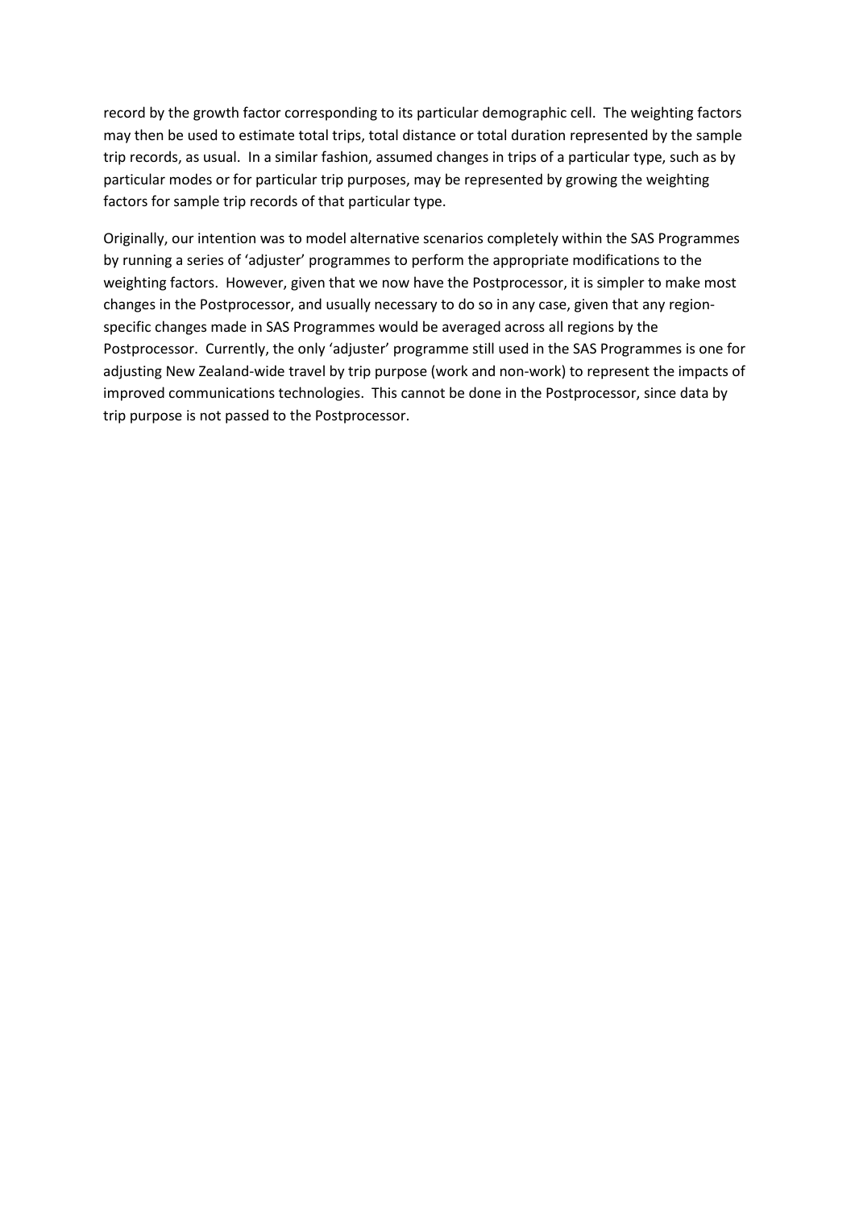record by the growth factor corresponding to its particular demographic cell. The weighting factors may then be used to estimate total trips, total distance or total duration represented by the sample trip records, as usual. In a similar fashion, assumed changes in trips of a particular type, such as by particular modes or for particular trip purposes, may be represented by growing the weighting factors for sample trip records of that particular type.

Originally, our intention was to model alternative scenarios completely within the SAS Programmes by running a series of 'adjuster' programmes to perform the appropriate modifications to the weighting factors. However, given that we now have the Postprocessor, it is simpler to make most changes in the Postprocessor, and usually necessary to do so in any case, given that any region-specific changes made in SAS Programmes would be averaged across all regions by the Postprocessor. Currently, the only 'adjuster' programme still used in the SAS Programmes is one for adjusting New Zealand-wide travel by trip purpose (work and non-work) to represent the impacts of improved communications technologies. This cannot be done in the Postprocessor, since data by trip purpose is not passed to the Postprocessor.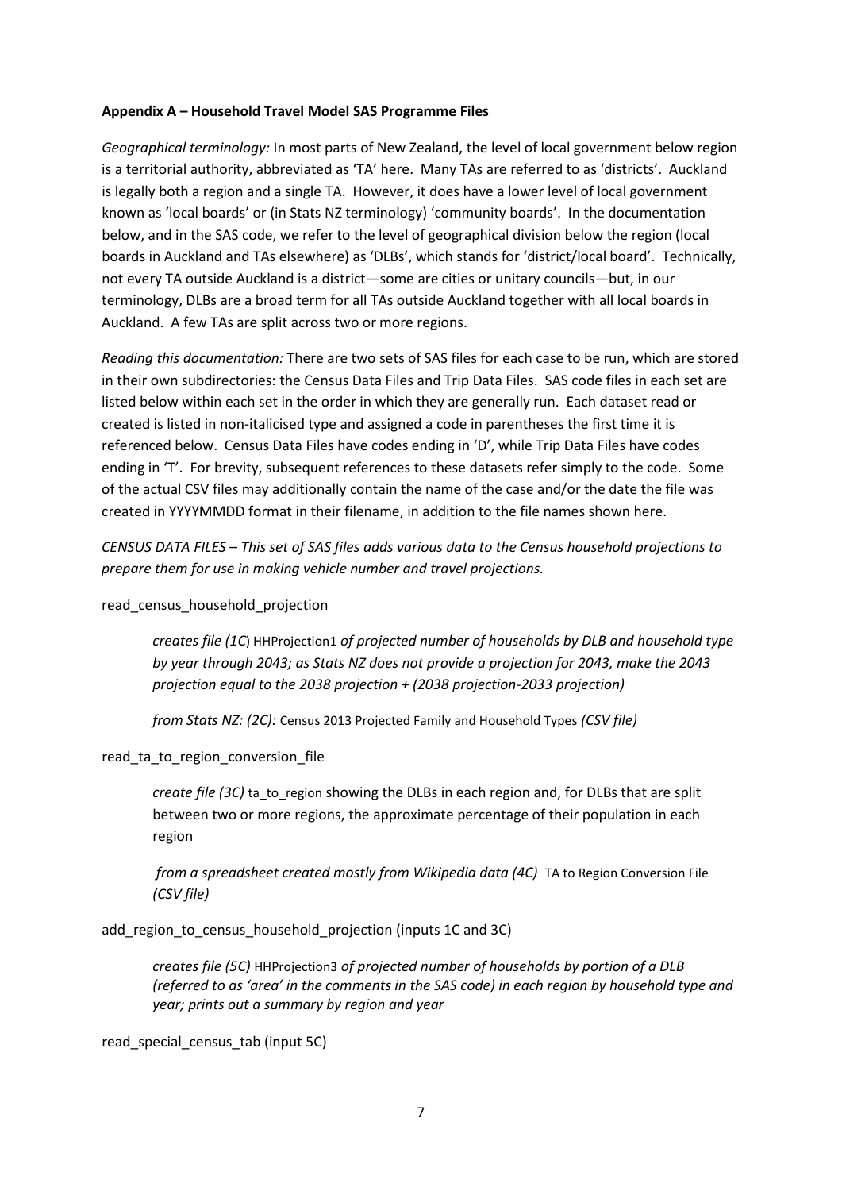**Appendix A – Household Travel Model SAS Programme Files**

*Geographical terminology:* In most parts of New Zealand, the level of local government below region is a territorial authority, abbreviated as 'TA' here. Many TAs are referred to as 'districts'. Auckland is legally both a region and a single TA. However, it does have a lower level of local government known as 'local boards' or (in Stats NZ terminology) 'community boards'. In the documentation below, and in the SAS code, we refer to the level of geographical division below the region (local boards in Auckland and TAs elsewhere) as 'DLBs', which stands for 'district/local board'. Technically, not every TA outside Auckland is a district—some are cities or unitary councils—but, in our terminology, DLBs are a broad term for all TAs outside Auckland together with all local boards in Auckland. A few TAs are split across two or more regions.

*Reading this documentation:* There are two sets of SAS files for each case to be run, which are stored in their own subdirectories: the Census Data Files and Trip Data Files. SAS code files in each set are listed below within each set in the order in which they are generally run. Each dataset read or created is listed in non-italicised type and assigned a code in parentheses the first time it is referenced below. Census Data Files have codes ending in 'D', while Trip Data Files have codes ending in 'T'. For brevity, subsequent references to these datasets refer simply to the code. Some of the actual CSV files may additionally contain the name of the case and/or the date the file was created in YYYYMMDD format in their filename, in addition to the file names shown here.

*CENSUS DATA FILES – This set of SAS files adds various data to the Census household projections to prepare them for use in making vehicle number and travel projections.*

read_census_household_projection

> *creates file (1C*) HHProjection1 *of projected number of households by DLB and household type by year through 2043; as Stats NZ does not provide a projection for 2043, make the 2043 projection equal to the 2038 projection + (2038 projection-2033 projection)*
>
> *from Stats NZ: (2C):* Census 2013 Projected Family and Household Types *(CSV file)*

read_ta_to_region_conversion_file

> *create file (3C)* ta_to_region showing the DLBs in each region and, for DLBs that are split between two or more regions, the approximate percentage of their population in each region
>
> *from a spreadsheet created mostly from Wikipedia data (4C)* TA to Region Conversion File *(CSV file)*

add_region_to_census_household_projection (inputs 1C and 3C)

> *creates file (5C)* HHProjection3 *of projected number of households by portion of a DLB (referred to as 'area' in the comments in the SAS code) in each region by household type and year; prints out a summary by region and year*

read_special_census_tab (input 5C)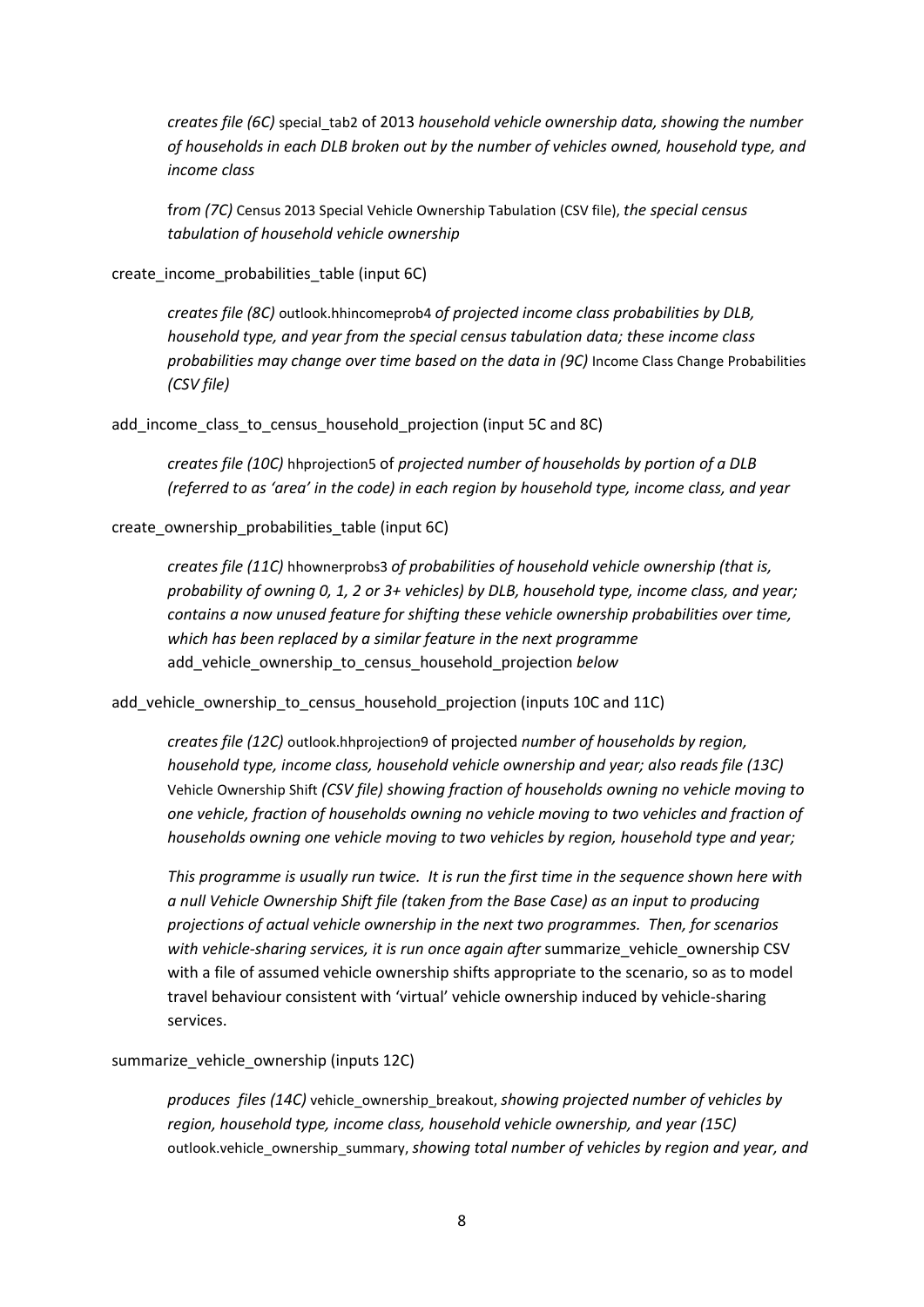*creates file (6C)* special_tab2 of 2013 *household vehicle ownership data, showing the number of households in each DLB broken out by the number of vehicles owned, household type, and income class*

f*rom (7C)* Census 2013 Special Vehicle Ownership Tabulation (CSV file), *the special census tabulation of household vehicle ownership*

create_income_probabilities_table (input 6C)

*creates file (8C)* outlook.hhincomeprob4 *of projected income class probabilities by DLB, household type, and year from the special census tabulation data; these income class probabilities may change over time based on the data in (9C)* Income Class Change Probabilities *(CSV file)*

add_income_class_to_census_household_projection (input 5C and 8C)

*creates file (10C)* hhprojection5 of *projected number of households by portion of a DLB (referred to as 'area' in the code) in each region by household type, income class, and year*

create_ownership_probabilities_table (input 6C)

*creates file (11C)* hhownerprobs3 *of probabilities of household vehicle ownership (that is, probability of owning 0, 1, 2 or 3+ vehicles) by DLB, household type, income class, and year; contains a now unused feature for shifting these vehicle ownership probabilities over time, which has been replaced by a similar feature in the next programme* add_vehicle_ownership_to_census_household_projection *below*

add_vehicle_ownership_to_census_household_projection (inputs 10C and 11C)

*creates file (12C)* outlook.hhprojection9 of projected *number of households by region, household type, income class, household vehicle ownership and year; also reads file (13C)* Vehicle Ownership Shift *(CSV file) showing fraction of households owning no vehicle moving to one vehicle, fraction of households owning no vehicle moving to two vehicles and fraction of households owning one vehicle moving to two vehicles by region, household type and year;*

*This programme is usually run twice. It is run the first time in the sequence shown here with a null Vehicle Ownership Shift file (taken from the Base Case) as an input to producing projections of actual vehicle ownership in the next two programmes. Then, for scenarios with vehicle-sharing services, it is run once again after* summarize_vehicle_ownership CSV with a file of assumed vehicle ownership shifts appropriate to the scenario, so as to model travel behaviour consistent with 'virtual' vehicle ownership induced by vehicle-sharing services.

summarize_vehicle_ownership (inputs 12C)

*produces files (14C)* vehicle_ownership_breakout, *showing projected number of vehicles by region, household type, income class, household vehicle ownership, and year (15C)* outlook.vehicle_ownership_summary, *showing total number of vehicles by region and year, and*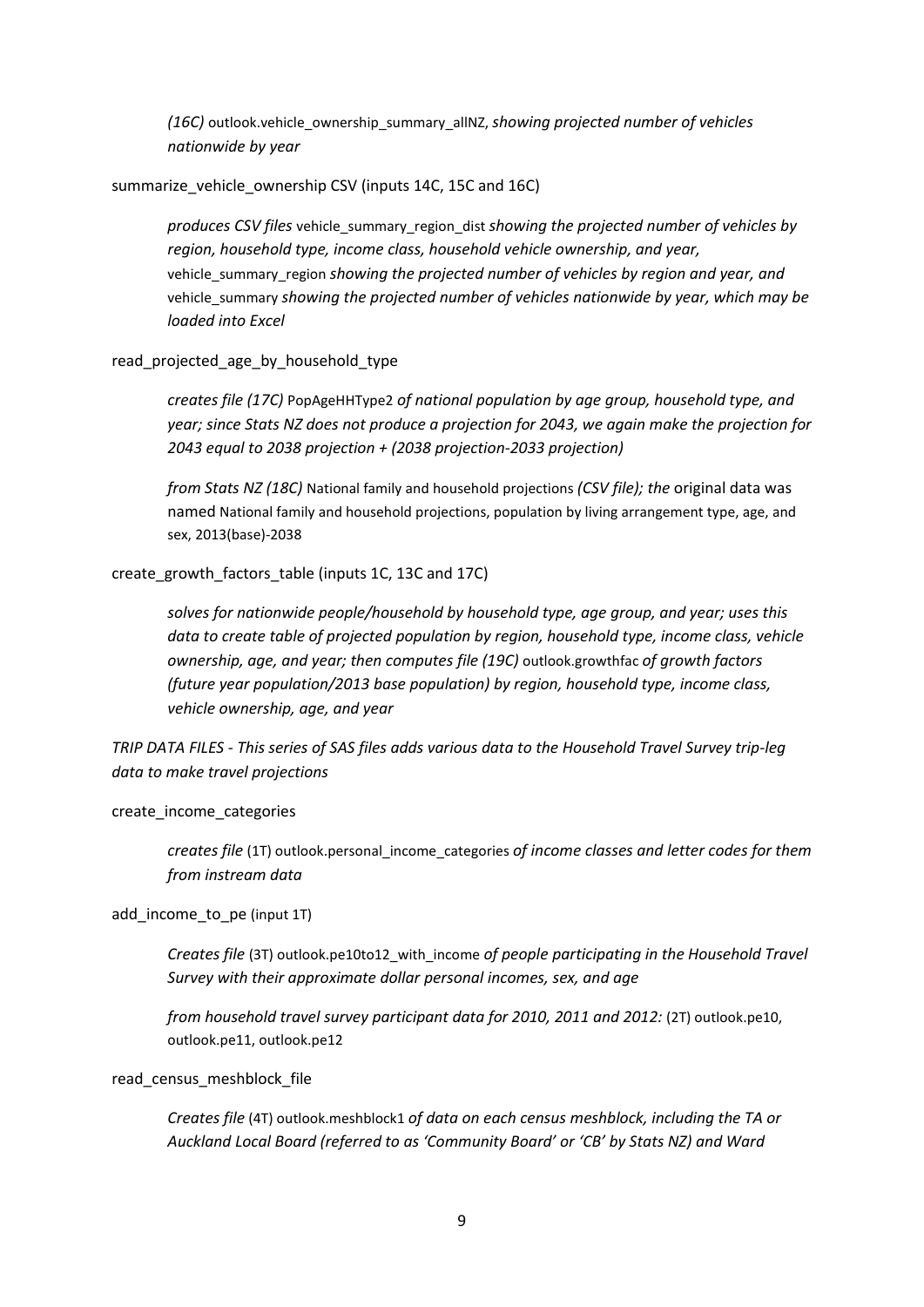*(16C)* outlook.vehicle_ownership_summary_allNZ, *showing projected number of vehicles nationwide by year*

summarize_vehicle_ownership CSV (inputs 14C, 15C and 16C)

*produces CSV files* vehicle_summary_region_dist *showing the projected number of vehicles by region, household type, income class, household vehicle ownership, and year,* vehicle_summary_region *showing the projected number of vehicles by region and year, and* vehicle_summary *showing the projected number of vehicles nationwide by year, which may be loaded into Excel*

read_projected_age_by_household_type

*creates file (17C)* PopAgeHHType2 *of national population by age group, household type, and year; since Stats NZ does not produce a projection for 2043, we again make the projection for 2043 equal to 2038 projection + (2038 projection-2033 projection)*

*from Stats NZ (18C)* National family and household projections *(CSV file); the* original data was named National family and household projections, population by living arrangement type, age, and sex, 2013(base)-2038

create_growth_factors_table (inputs 1C, 13C and 17C)

*solves for nationwide people/household by household type, age group, and year; uses this data to create table of projected population by region, household type, income class, vehicle ownership, age, and year; then computes file (19C)* outlook.growthfac *of growth factors (future year population/2013 base population) by region, household type, income class, vehicle ownership, age, and year*

*TRIP DATA FILES - This series of SAS files adds various data to the Household Travel Survey trip-leg data to make travel projections*

create_income_categories

*creates file* (1T) outlook.personal_income_categories *of income classes and letter codes for them from instream data*

add_income_to_pe (input 1T)

*Creates file* (3T) outlook.pe10to12_with_income *of people participating in the Household Travel Survey with their approximate dollar personal incomes, sex, and age*

*from household travel survey participant data for 2010, 2011 and 2012:* (2T) outlook.pe10, outlook.pe11, outlook.pe12

read_census_meshblock_file

*Creates file* (4T) outlook.meshblock1 *of data on each census meshblock, including the TA or Auckland Local Board (referred to as 'Community Board' or 'CB' by Stats NZ) and Ward*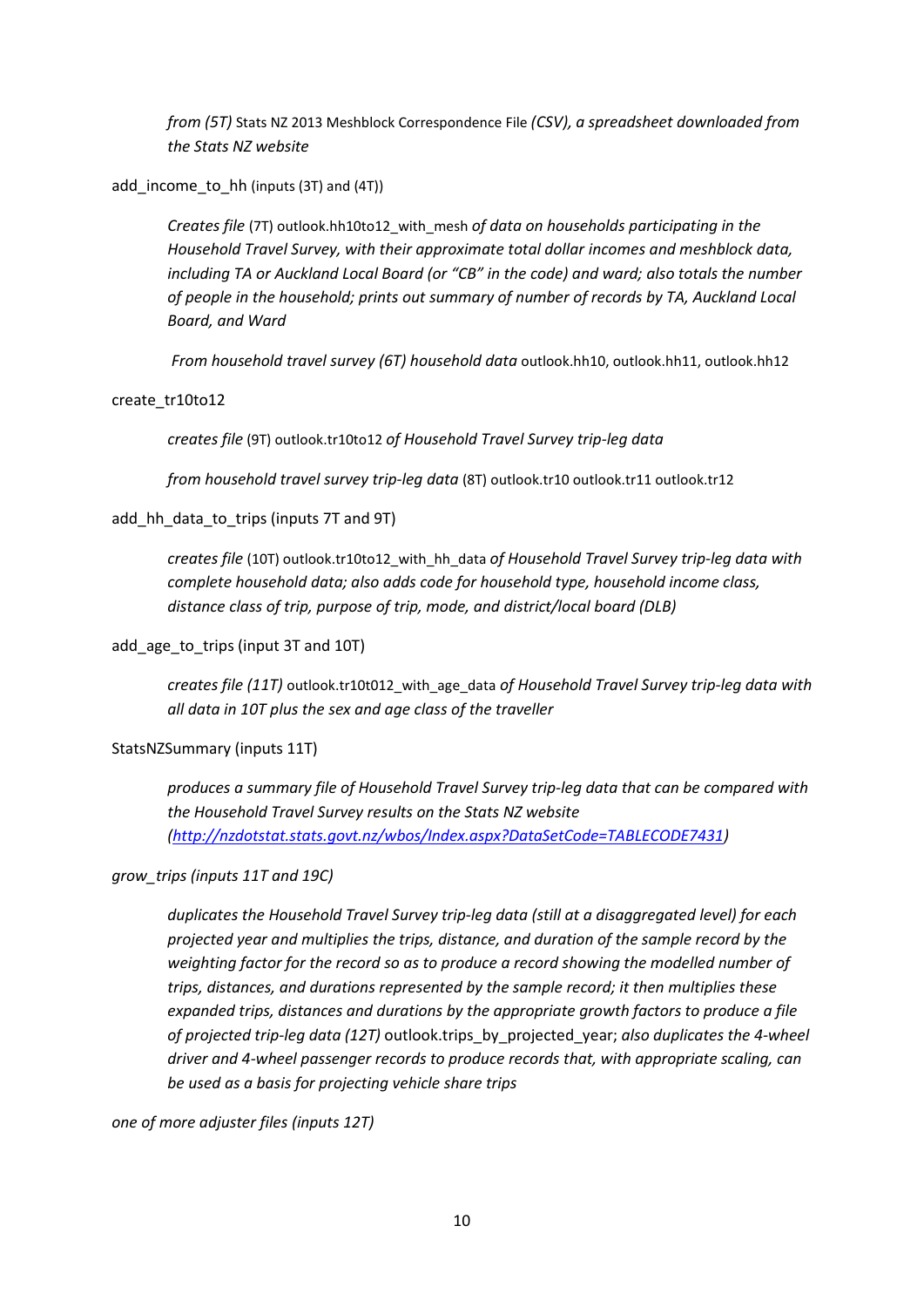*from (5T)* Stats NZ 2013 Meshblock Correspondence File *(CSV), a spreadsheet downloaded from the Stats NZ website*

add_income_to_hh (inputs (3T) and (4T))

> *Creates file* (7T) outlook.hh10to12_with_mesh *of data on households participating in the Household Travel Survey, with their approximate total dollar incomes and meshblock data, including TA or Auckland Local Board (or "CB" in the code) and ward; also totals the number of people in the household; prints out summary of number of records by TA, Auckland Local Board, and Ward*
>
> *From household travel survey (6T) household data* outlook.hh10, outlook.hh11, outlook.hh12

create_tr10to12

> *creates file* (9T) outlook.tr10to12 *of Household Travel Survey trip-leg data*
>
> *from household travel survey trip-leg data* (8T) outlook.tr10 outlook.tr11 outlook.tr12

add_hh_data_to_trips (inputs 7T and 9T)

> *creates file* (10T) outlook.tr10to12_with_hh_data *of Household Travel Survey trip-leg data with complete household data; also adds code for household type, household income class, distance class of trip, purpose of trip, mode, and district/local board (DLB)*

add_age_to_trips (input 3T and 10T)

> *creates file (11T)* outlook.tr10t012_with_age_data *of Household Travel Survey trip-leg data with all data in 10T plus the sex and age class of the traveller*

StatsNZSummary (inputs 11T)

> *produces a summary file of Household Travel Survey trip-leg data that can be compared with the Household Travel Survey results on the Stats NZ website (http://nzdotstat.stats.govt.nz/wbos/Index.aspx?DataSetCode=TABLECODE7431)*

*grow_trips (inputs 11T and 19C)*

> *duplicates the Household Travel Survey trip-leg data (still at a disaggregated level) for each projected year and multiplies the trips, distance, and duration of the sample record by the weighting factor for the record so as to produce a record showing the modelled number of trips, distances, and durations represented by the sample record; it then multiplies these expanded trips, distances and durations by the appropriate growth factors to produce a file of projected trip-leg data (12T)* outlook.trips_by_projected_year; *also duplicates the 4-wheel driver and 4-wheel passenger records to produce records that, with appropriate scaling, can be used as a basis for projecting vehicle share trips*

*one of more adjuster files (inputs 12T)*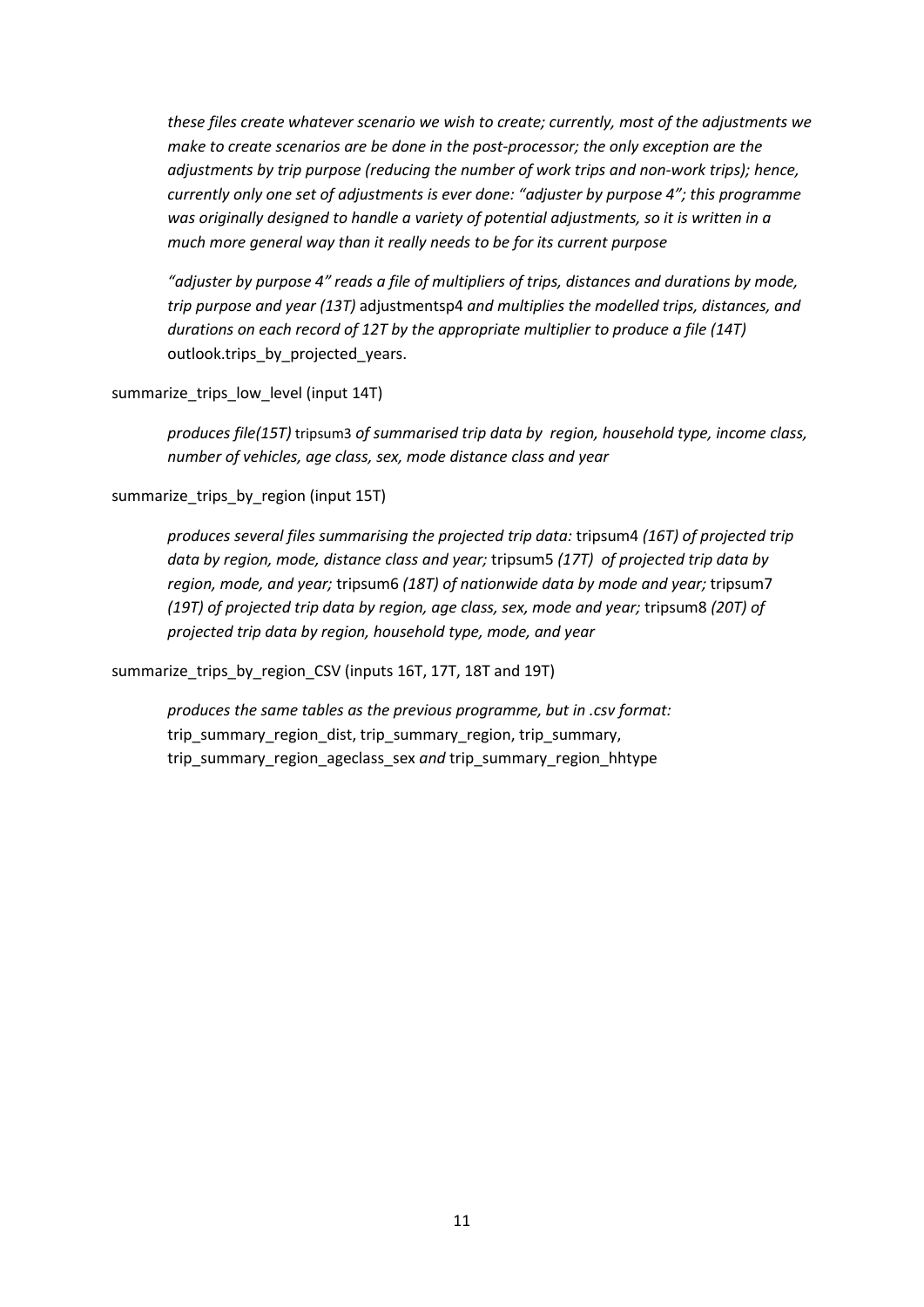*these files create whatever scenario we wish to create; currently, most of the adjustments we make to create scenarios are be done in the post-processor; the only exception are the adjustments by trip purpose (reducing the number of work trips and non-work trips); hence, currently only one set of adjustments is ever done: "adjuster by purpose 4"; this programme was originally designed to handle a variety of potential adjustments, so it is written in a much more general way than it really needs to be for its current purpose*

*"adjuster by purpose 4" reads a file of multipliers of trips, distances and durations by mode, trip purpose and year (13T)* adjustmentsp4 *and multiplies the modelled trips, distances, and durations on each record of 12T by the appropriate multiplier to produce a file (14T)* outlook.trips_by_projected_years.

summarize_trips_low_level (input 14T)

*produces file(15T)* tripsum3 *of summarised trip data by region, household type, income class, number of vehicles, age class, sex, mode distance class and year*

summarize_trips_by_region (input 15T)

*produces several files summarising the projected trip data:* tripsum4 *(16T) of projected trip data by region, mode, distance class and year;* tripsum5 *(17T) of projected trip data by region, mode, and year;* tripsum6 *(18T) of nationwide data by mode and year;* tripsum7 *(19T) of projected trip data by region, age class, sex, mode and year;* tripsum8 *(20T) of projected trip data by region, household type, mode, and year*

summarize_trips_by_region_CSV (inputs 16T, 17T, 18T and 19T)

*produces the same tables as the previous programme, but in .csv format:* trip_summary_region_dist, trip_summary_region, trip_summary, trip_summary_region_ageclass_sex *and* trip_summary_region_hhtype